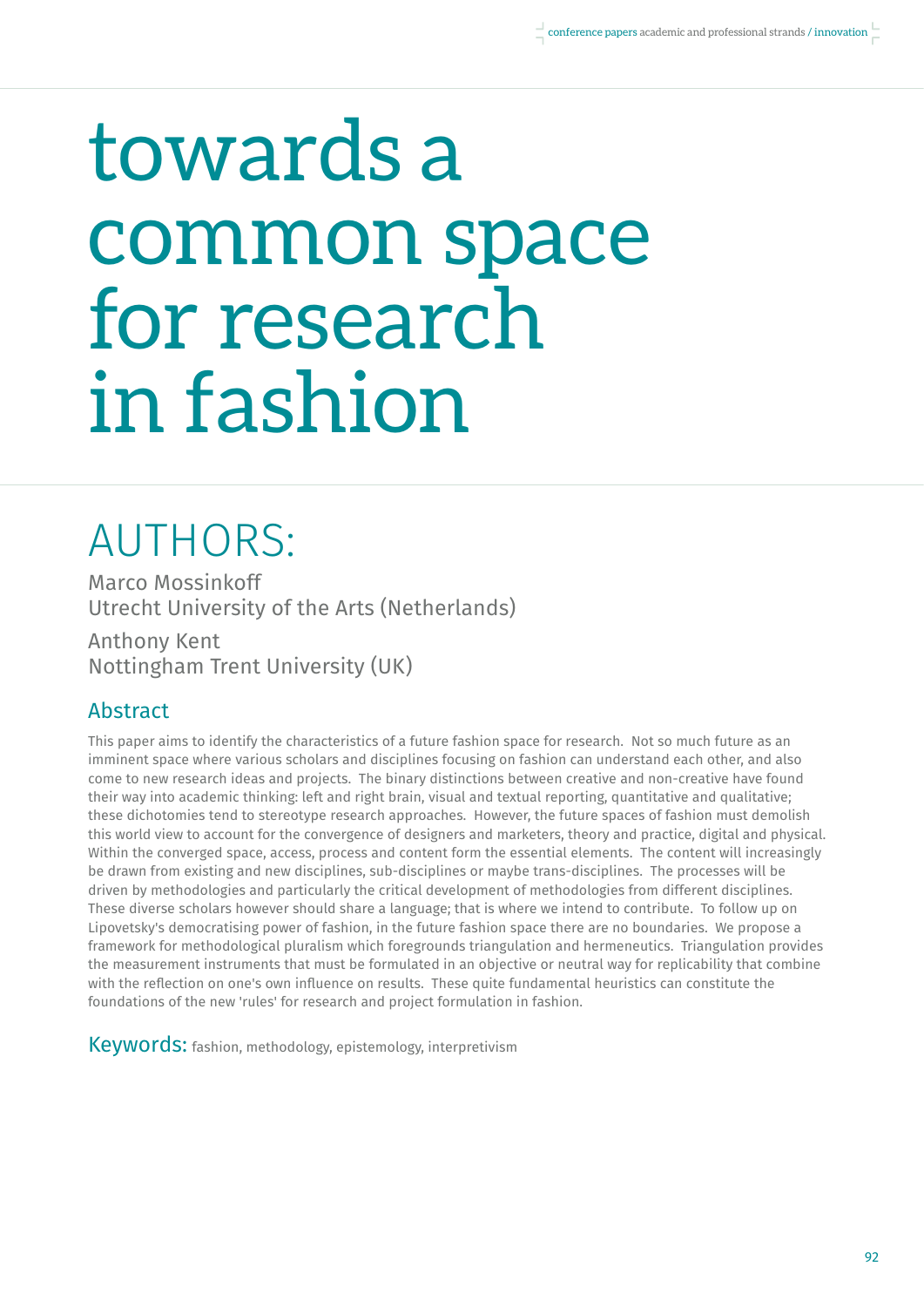# towards a common space for research in fashion

## AUTHORS:

Marco Mossinkoff
Utrecht University of the Arts (Netherlands)

Anthony Kent
Nottingham Trent University (UK)

### Abstract

This paper aims to identify the characteristics of a future fashion space for research. Not so much future as an imminent space where various scholars and disciplines focusing on fashion can understand each other, and also come to new research ideas and projects. The binary distinctions between creative and non-creative have found their way into academic thinking: left and right brain, visual and textual reporting, quantitative and qualitative; these dichotomies tend to stereotype research approaches. However, the future spaces of fashion must demolish this world view to account for the convergence of designers and marketers, theory and practice, digital and physical. Within the converged space, access, process and content form the essential elements. The content will increasingly be drawn from existing and new disciplines, sub-disciplines or maybe trans-disciplines. The processes will be driven by methodologies and particularly the critical development of methodologies from different disciplines. These diverse scholars however should share a language; that is where we intend to contribute. To follow up on Lipovetsky's democratising power of fashion, in the future fashion space there are no boundaries. We propose a framework for methodological pluralism which foregrounds triangulation and hermeneutics. Triangulation provides the measurement instruments that must be formulated in an objective or neutral way for replicability that combine with the reflection on one's own influence on results. These quite fundamental heuristics can constitute the foundations of the new 'rules' for research and project formulation in fashion.

**Keywords:** fashion, methodology, epistemology, interpretivism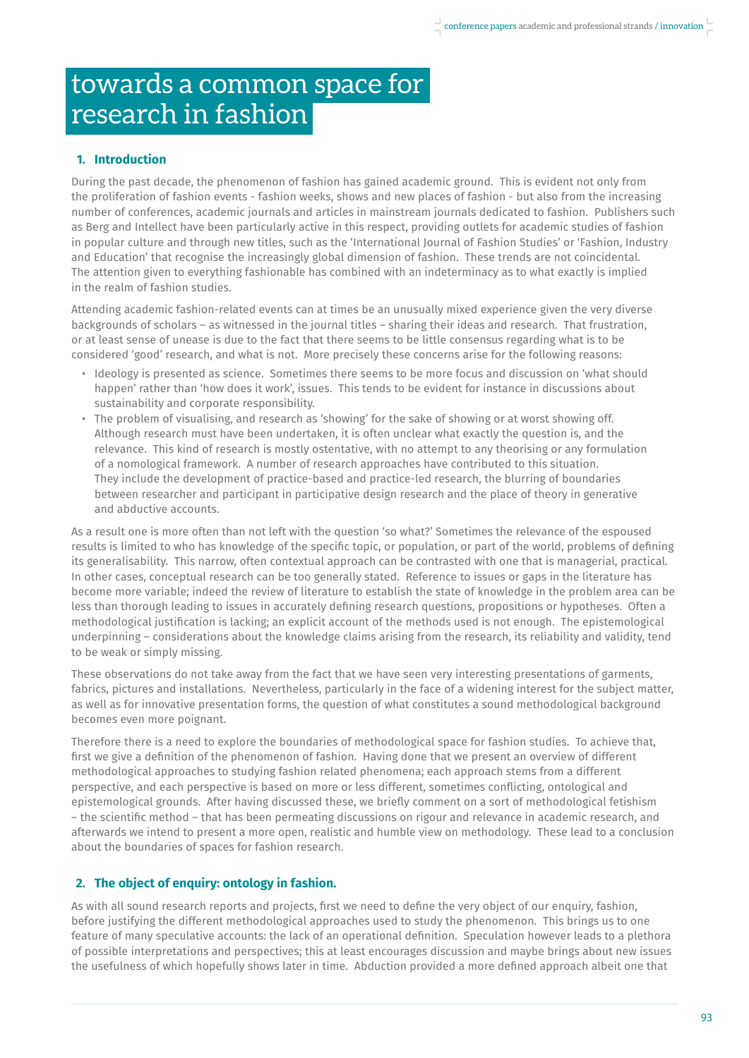# towards a common space for research in fashion

## 1. Introduction

During the past decade, the phenomenon of fashion has gained academic ground. This is evident not only from the proliferation of fashion events - fashion weeks, shows and new places of fashion - but also from the increasing number of conferences, academic journals and articles in mainstream journals dedicated to fashion. Publishers such as Berg and Intellect have been particularly active in this respect, providing outlets for academic studies of fashion in popular culture and through new titles, such as the 'International Journal of Fashion Studies' or 'Fashion, Industry and Education' that recognise the increasingly global dimension of fashion. These trends are not coincidental. The attention given to everything fashionable has combined with an indeterminacy as to what exactly is implied in the realm of fashion studies.

Attending academic fashion-related events can at times be an unusually mixed experience given the very diverse backgrounds of scholars – as witnessed in the journal titles – sharing their ideas and research. That frustration, or at least sense of unease is due to the fact that there seems to be little consensus regarding what is to be considered 'good' research, and what is not. More precisely these concerns arise for the following reasons:

- Ideology is presented as science. Sometimes there seems to be more focus and discussion on 'what should happen' rather than 'how does it work', issues. This tends to be evident for instance in discussions about sustainability and corporate responsibility.
- The problem of visualising, and research as 'showing' for the sake of showing or at worst showing off. Although research must have been undertaken, it is often unclear what exactly the question is, and the relevance. This kind of research is mostly ostentative, with no attempt to any theorising or any formulation of a nomological framework. A number of research approaches have contributed to this situation. They include the development of practice-based and practice-led research, the blurring of boundaries between researcher and participant in participative design research and the place of theory in generative and abductive accounts.

As a result one is more often than not left with the question 'so what?' Sometimes the relevance of the espoused results is limited to who has knowledge of the specific topic, or population, or part of the world, problems of defining its generalisability. This narrow, often contextual approach can be contrasted with one that is managerial, practical. In other cases, conceptual research can be too generally stated. Reference to issues or gaps in the literature has become more variable; indeed the review of literature to establish the state of knowledge in the problem area can be less than thorough leading to issues in accurately defining research questions, propositions or hypotheses. Often a methodological justification is lacking; an explicit account of the methods used is not enough. The epistemological underpinning – considerations about the knowledge claims arising from the research, its reliability and validity, tend to be weak or simply missing.

These observations do not take away from the fact that we have seen very interesting presentations of garments, fabrics, pictures and installations. Nevertheless, particularly in the face of a widening interest for the subject matter, as well as for innovative presentation forms, the question of what constitutes a sound methodological background becomes even more poignant.

Therefore there is a need to explore the boundaries of methodological space for fashion studies. To achieve that, first we give a definition of the phenomenon of fashion. Having done that we present an overview of different methodological approaches to studying fashion related phenomena; each approach stems from a different perspective, and each perspective is based on more or less different, sometimes conflicting, ontological and epistemological grounds. After having discussed these, we briefly comment on a sort of methodological fetishism – the scientific method – that has been permeating discussions on rigour and relevance in academic research, and afterwards we intend to present a more open, realistic and humble view on methodology. These lead to a conclusion about the boundaries of spaces for fashion research.

## 2. The object of enquiry: ontology in fashion.

As with all sound research reports and projects, first we need to define the very object of our enquiry, fashion, before justifying the different methodological approaches used to study the phenomenon. This brings us to one feature of many speculative accounts: the lack of an operational definition. Speculation however leads to a plethora of possible interpretations and perspectives; this at least encourages discussion and maybe brings about new issues the usefulness of which hopefully shows later in time. Abduction provided a more defined approach albeit one that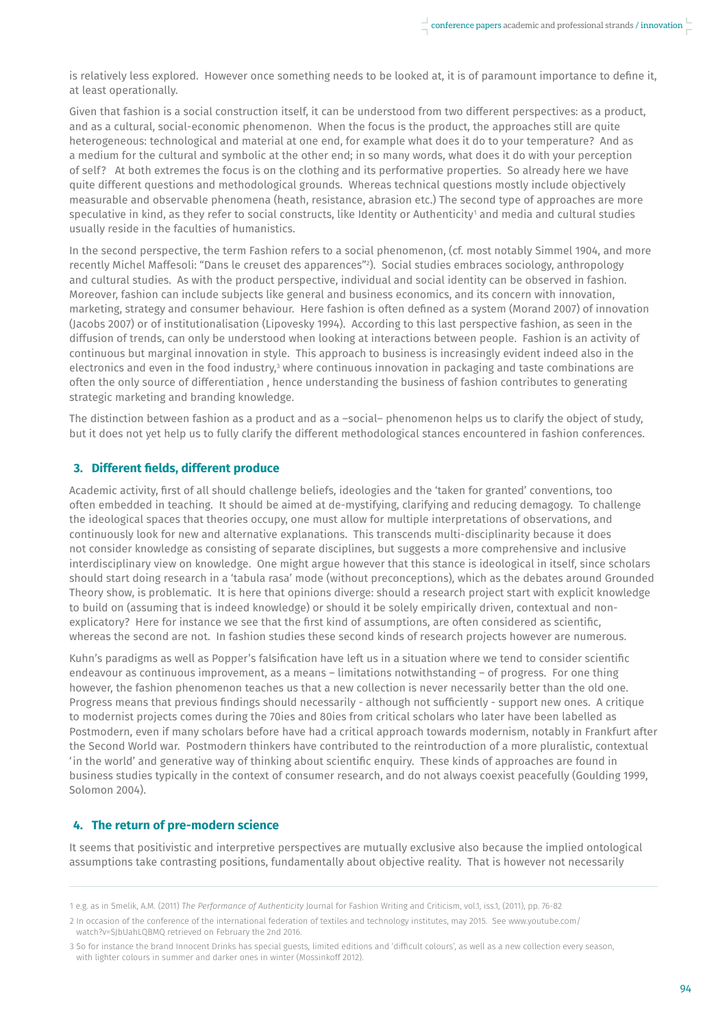is relatively less explored. However once something needs to be looked at, it is of paramount importance to define it, at least operationally.

Given that fashion is a social construction itself, it can be understood from two different perspectives: as a product, and as a cultural, social-economic phenomenon. When the focus is the product, the approaches still are quite heterogeneous: technological and material at one end, for example what does it do to your temperature? And as a medium for the cultural and symbolic at the other end; in so many words, what does it do with your perception of self? At both extremes the focus is on the clothing and its performative properties. So already here we have quite different questions and methodological grounds. Whereas technical questions mostly include objectively measurable and observable phenomena (heath, resistance, abrasion etc.) The second type of approaches are more speculative in kind, as they refer to social constructs, like Identity or Authenticity[1] and media and cultural studies usually reside in the faculties of humanistics.

In the second perspective, the term Fashion refers to a social phenomenon, (cf. most notably Simmel 1904, and more recently Michel Maffesoli: "Dans le creuset des apparences"[2]). Social studies embraces sociology, anthropology and cultural studies. As with the product perspective, individual and social identity can be observed in fashion. Moreover, fashion can include subjects like general and business economics, and its concern with innovation, marketing, strategy and consumer behaviour. Here fashion is often defined as a system (Morand 2007) of innovation (Jacobs 2007) or of institutionalisation (Lipovesky 1994). According to this last perspective fashion, as seen in the diffusion of trends, can only be understood when looking at interactions between people. Fashion is an activity of continuous but marginal innovation in style. This approach to business is increasingly evident indeed also in the electronics and even in the food industry,[3] where continuous innovation in packaging and taste combinations are often the only source of differentiation , hence understanding the business of fashion contributes to generating strategic marketing and branding knowledge.

The distinction between fashion as a product and as a –social– phenomenon helps us to clarify the object of study, but it does not yet help us to fully clarify the different methodological stances encountered in fashion conferences.

## 3. Different fields, different produce

Academic activity, first of all should challenge beliefs, ideologies and the 'taken for granted' conventions, too often embedded in teaching. It should be aimed at de-mystifying, clarifying and reducing demagogy. To challenge the ideological spaces that theories occupy, one must allow for multiple interpretations of observations, and continuously look for new and alternative explanations. This transcends multi-disciplinarity because it does not consider knowledge as consisting of separate disciplines, but suggests a more comprehensive and inclusive interdisciplinary view on knowledge. One might argue however that this stance is ideological in itself, since scholars should start doing research in a 'tabula rasa' mode (without preconceptions), which as the debates around Grounded Theory show, is problematic. It is here that opinions diverge: should a research project start with explicit knowledge to build on (assuming that is indeed knowledge) or should it be solely empirically driven, contextual and non-explicatory? Here for instance we see that the first kind of assumptions, are often considered as scientific, whereas the second are not. In fashion studies these second kinds of research projects however are numerous.

Kuhn's paradigms as well as Popper's falsification have left us in a situation where we tend to consider scientific endeavour as continuous improvement, as a means – limitations notwithstanding – of progress. For one thing however, the fashion phenomenon teaches us that a new collection is never necessarily better than the old one. Progress means that previous findings should necessarily - although not sufficiently - support new ones. A critique to modernist projects comes during the 70ies and 80ies from critical scholars who later have been labelled as Postmodern, even if many scholars before have had a critical approach towards modernism, notably in Frankfurt after the Second World war. Postmodern thinkers have contributed to the reintroduction of a more pluralistic, contextual 'in the world' and generative way of thinking about scientific enquiry. These kinds of approaches are found in business studies typically in the context of consumer research, and do not always coexist peacefully (Goulding 1999, Solomon 2004).

## 4. The return of pre-modern science

It seems that positivistic and interpretive perspectives are mutually exclusive also because the implied ontological assumptions take contrasting positions, fundamentally about objective reality. That is however not necessarily

---

1 e.g. as in Smelik, A.M. (2011) *The Performance of Authenticity* Journal for Fashion Writing and Criticism, vol.1, iss.1, (2011), pp. 76-82

2 In occasion of the conference of the international federation of textiles and technology institutes, may 2015. See www.youtube.com/watch?v=SJbUahLQBMQ retrieved on February the 2nd 2016.

3 So for instance the brand Innocent Drinks has special guests, limited editions and 'difficult colours', as well as a new collection every season, with lighter colours in summer and darker ones in winter (Mossinkoff 2012).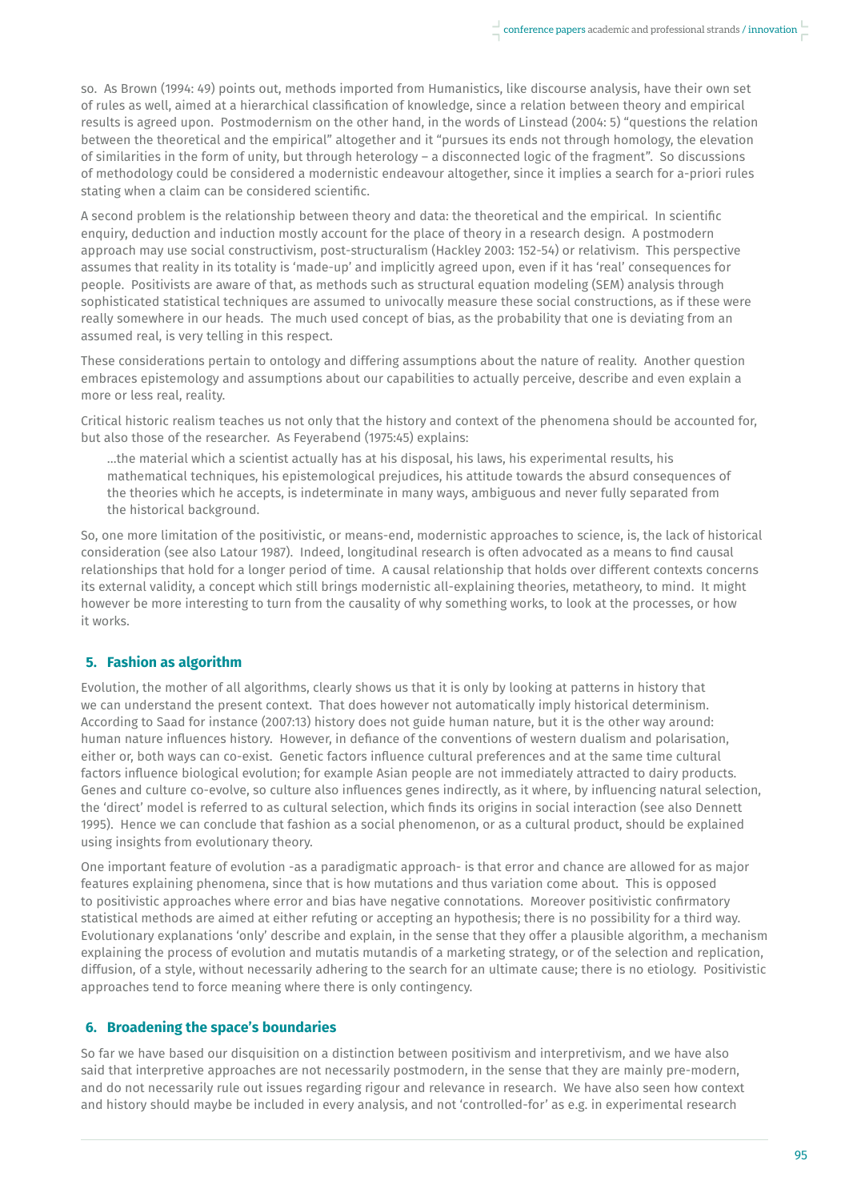so. As Brown (1994: 49) points out, methods imported from Humanistics, like discourse analysis, have their own set of rules as well, aimed at a hierarchical classification of knowledge, since a relation between theory and empirical results is agreed upon. Postmodernism on the other hand, in the words of Linstead (2004: 5) "questions the relation between the theoretical and the empirical" altogether and it "pursues its ends not through homology, the elevation of similarities in the form of unity, but through heterology – a disconnected logic of the fragment". So discussions of methodology could be considered a modernistic endeavour altogether, since it implies a search for a-priori rules stating when a claim can be considered scientific.

A second problem is the relationship between theory and data: the theoretical and the empirical. In scientific enquiry, deduction and induction mostly account for the place of theory in a research design. A postmodern approach may use social constructivism, post-structuralism (Hackley 2003: 152-54) or relativism. This perspective assumes that reality in its totality is 'made-up' and implicitly agreed upon, even if it has 'real' consequences for people. Positivists are aware of that, as methods such as structural equation modeling (SEM) analysis through sophisticated statistical techniques are assumed to univocally measure these social constructions, as if these were really somewhere in our heads. The much used concept of bias, as the probability that one is deviating from an assumed real, is very telling in this respect.

These considerations pertain to ontology and differing assumptions about the nature of reality. Another question embraces epistemology and assumptions about our capabilities to actually perceive, describe and even explain a more or less real, reality.

Critical historic realism teaches us not only that the history and context of the phenomena should be accounted for, but also those of the researcher. As Feyerabend (1975:45) explains:

> …the material which a scientist actually has at his disposal, his laws, his experimental results, his mathematical techniques, his epistemological prejudices, his attitude towards the absurd consequences of the theories which he accepts, is indeterminate in many ways, ambiguous and never fully separated from the historical background.

So, one more limitation of the positivistic, or means-end, modernistic approaches to science, is, the lack of historical consideration (see also Latour 1987). Indeed, longitudinal research is often advocated as a means to find causal relationships that hold for a longer period of time. A causal relationship that holds over different contexts concerns its external validity, a concept which still brings modernistic all-explaining theories, metatheory, to mind. It might however be more interesting to turn from the causality of why something works, to look at the processes, or how it works.

## 5. Fashion as algorithm

Evolution, the mother of all algorithms, clearly shows us that it is only by looking at patterns in history that we can understand the present context. That does however not automatically imply historical determinism. According to Saad for instance (2007:13) history does not guide human nature, but it is the other way around: human nature influences history. However, in defiance of the conventions of western dualism and polarisation, either or, both ways can co-exist. Genetic factors influence cultural preferences and at the same time cultural factors influence biological evolution; for example Asian people are not immediately attracted to dairy products. Genes and culture co-evolve, so culture also influences genes indirectly, as it where, by influencing natural selection, the 'direct' model is referred to as cultural selection, which finds its origins in social interaction (see also Dennett 1995). Hence we can conclude that fashion as a social phenomenon, or as a cultural product, should be explained using insights from evolutionary theory.

One important feature of evolution -as a paradigmatic approach- is that error and chance are allowed for as major features explaining phenomena, since that is how mutations and thus variation come about. This is opposed to positivistic approaches where error and bias have negative connotations. Moreover positivistic confirmatory statistical methods are aimed at either refuting or accepting an hypothesis; there is no possibility for a third way. Evolutionary explanations 'only' describe and explain, in the sense that they offer a plausible algorithm, a mechanism explaining the process of evolution and mutatis mutandis of a marketing strategy, or of the selection and replication, diffusion, of a style, without necessarily adhering to the search for an ultimate cause; there is no etiology. Positivistic approaches tend to force meaning where there is only contingency.

## 6. Broadening the space's boundaries

So far we have based our disquisition on a distinction between positivism and interpretivism, and we have also said that interpretive approaches are not necessarily postmodern, in the sense that they are mainly pre-modern, and do not necessarily rule out issues regarding rigour and relevance in research. We have also seen how context and history should maybe be included in every analysis, and not 'controlled-for' as e.g. in experimental research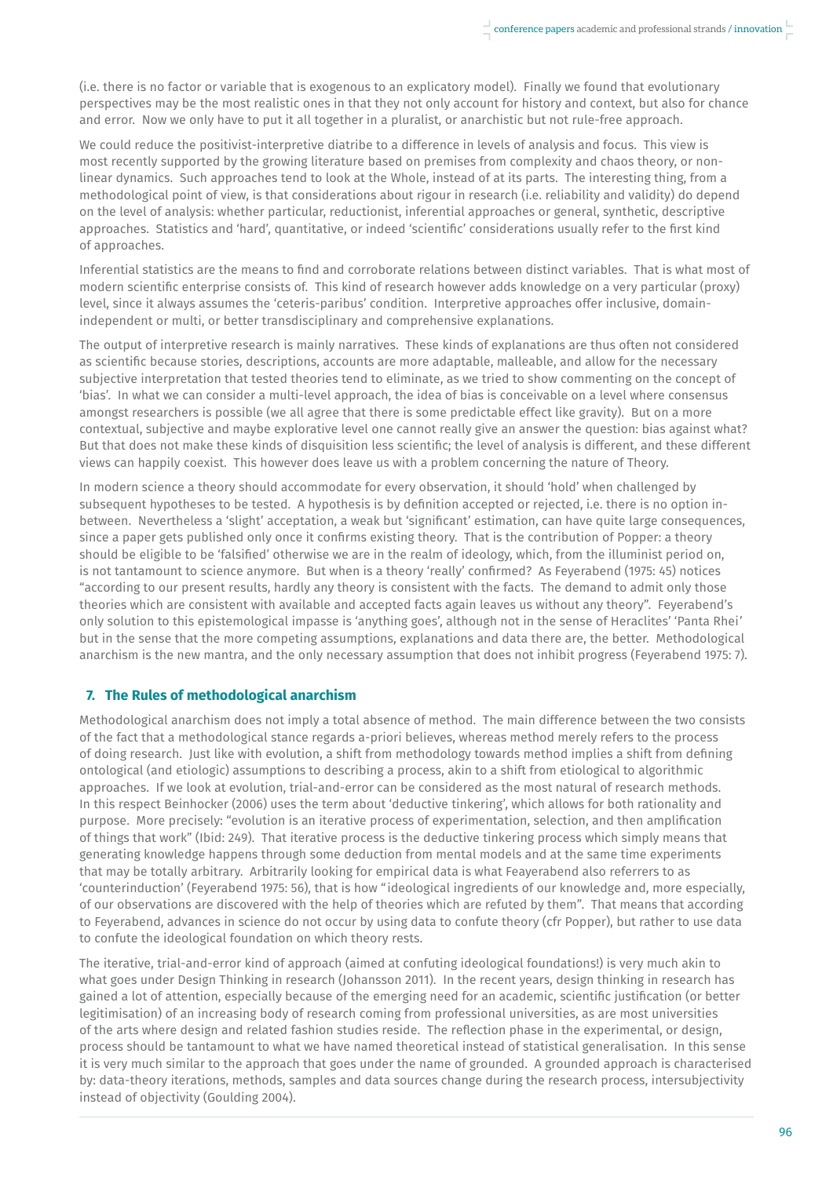(i.e. there is no factor or variable that is exogenous to an explicatory model). Finally we found that evolutionary perspectives may be the most realistic ones in that they not only account for history and context, but also for chance and error. Now we only have to put it all together in a pluralist, or anarchistic but not rule-free approach.

We could reduce the positivist-interpretive diatribe to a difference in levels of analysis and focus. This view is most recently supported by the growing literature based on premises from complexity and chaos theory, or non-linear dynamics. Such approaches tend to look at the Whole, instead of at its parts. The interesting thing, from a methodological point of view, is that considerations about rigour in research (i.e. reliability and validity) do depend on the level of analysis: whether particular, reductionist, inferential approaches or general, synthetic, descriptive approaches. Statistics and 'hard', quantitative, or indeed 'scientific' considerations usually refer to the first kind of approaches.

Inferential statistics are the means to find and corroborate relations between distinct variables. That is what most of modern scientific enterprise consists of. This kind of research however adds knowledge on a very particular (proxy) level, since it always assumes the 'ceteris-paribus' condition. Interpretive approaches offer inclusive, domain-independent or multi, or better transdisciplinary and comprehensive explanations.

The output of interpretive research is mainly narratives. These kinds of explanations are thus often not considered as scientific because stories, descriptions, accounts are more adaptable, malleable, and allow for the necessary subjective interpretation that tested theories tend to eliminate, as we tried to show commenting on the concept of 'bias'. In what we can consider a multi-level approach, the idea of bias is conceivable on a level where consensus amongst researchers is possible (we all agree that there is some predictable effect like gravity). But on a more contextual, subjective and maybe explorative level one cannot really give an answer the question: bias against what? But that does not make these kinds of disquisition less scientific; the level of analysis is different, and these different views can happily coexist. This however does leave us with a problem concerning the nature of Theory.

In modern science a theory should accommodate for every observation, it should 'hold' when challenged by subsequent hypotheses to be tested. A hypothesis is by definition accepted or rejected, i.e. there is no option in-between. Nevertheless a 'slight' acceptation, a weak but 'significant' estimation, can have quite large consequences, since a paper gets published only once it confirms existing theory. That is the contribution of Popper: a theory should be eligible to be 'falsified' otherwise we are in the realm of ideology, which, from the illuminist period on, is not tantamount to science anymore. But when is a theory 'really' confirmed? As Feyerabend (1975: 45) notices "according to our present results, hardly any theory is consistent with the facts. The demand to admit only those theories which are consistent with available and accepted facts again leaves us without any theory". Feyerabend's only solution to this epistemological impasse is 'anything goes', although not in the sense of Heraclites' 'Panta Rhei' but in the sense that the more competing assumptions, explanations and data there are, the better. Methodological anarchism is the new mantra, and the only necessary assumption that does not inhibit progress (Feyerabend 1975: 7).

## 7. The Rules of methodological anarchism

Methodological anarchism does not imply a total absence of method. The main difference between the two consists of the fact that a methodological stance regards a-priori believes, whereas method merely refers to the process of doing research. Just like with evolution, a shift from methodology towards method implies a shift from defining ontological (and etiologic) assumptions to describing a process, akin to a shift from etiological to algorithmic approaches. If we look at evolution, trial-and-error can be considered as the most natural of research methods. In this respect Beinhocker (2006) uses the term about 'deductive tinkering', which allows for both rationality and purpose. More precisely: "evolution is an iterative process of experimentation, selection, and then amplification of things that work" (Ibid: 249). That iterative process is the deductive tinkering process which simply means that generating knowledge happens through some deduction from mental models and at the same time experiments that may be totally arbitrary. Arbitrarily looking for empirical data is what Feayerabend also referrers to as 'counterinduction' (Feyerabend 1975: 56), that is how " ideological ingredients of our knowledge and, more especially, of our observations are discovered with the help of theories which are refuted by them". That means that according to Feyerabend, advances in science do not occur by using data to confute theory (cfr Popper), but rather to use data to confute the ideological foundation on which theory rests.

The iterative, trial-and-error kind of approach (aimed at confuting ideological foundations!) is very much akin to what goes under Design Thinking in research (Johansson 2011). In the recent years, design thinking in research has gained a lot of attention, especially because of the emerging need for an academic, scientific justification (or better legitimisation) of an increasing body of research coming from professional universities, as are most universities of the arts where design and related fashion studies reside. The reflection phase in the experimental, or design, process should be tantamount to what we have named theoretical instead of statistical generalisation. In this sense it is very much similar to the approach that goes under the name of grounded. A grounded approach is characterised by: data-theory iterations, methods, samples and data sources change during the research process, intersubjectivity instead of objectivity (Goulding 2004).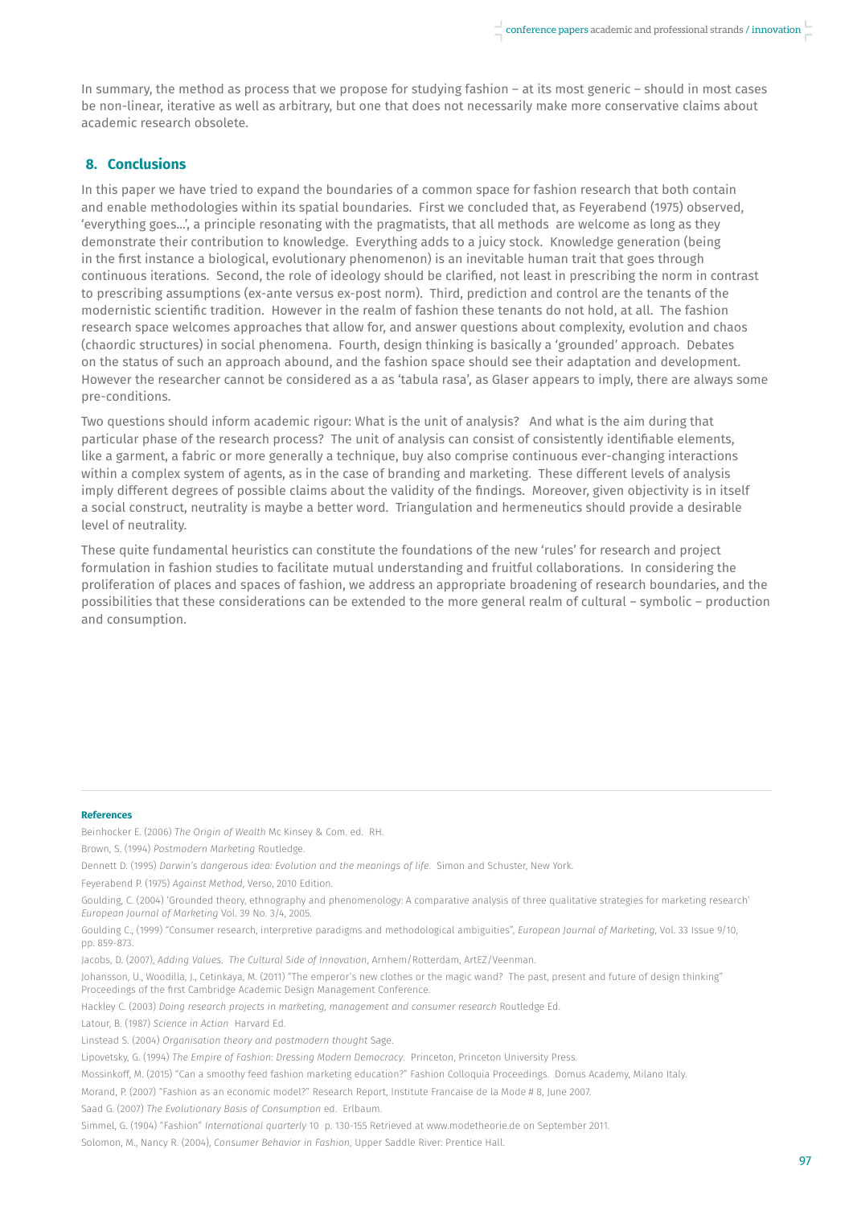In summary, the method as process that we propose for studying fashion – at its most generic – should in most cases be non-linear, iterative as well as arbitrary, but one that does not necessarily make more conservative claims about academic research obsolete.

## 8. Conclusions

In this paper we have tried to expand the boundaries of a common space for fashion research that both contain and enable methodologies within its spatial boundaries. First we concluded that, as Feyerabend (1975) observed, 'everything goes…', a principle resonating with the pragmatists, that all methods are welcome as long as they demonstrate their contribution to knowledge. Everything adds to a juicy stock. Knowledge generation (being in the first instance a biological, evolutionary phenomenon) is an inevitable human trait that goes through continuous iterations. Second, the role of ideology should be clarified, not least in prescribing the norm in contrast to prescribing assumptions (ex-ante versus ex-post norm). Third, prediction and control are the tenants of the modernistic scientific tradition. However in the realm of fashion these tenants do not hold, at all. The fashion research space welcomes approaches that allow for, and answer questions about complexity, evolution and chaos (chaordic structures) in social phenomena. Fourth, design thinking is basically a 'grounded' approach. Debates on the status of such an approach abound, and the fashion space should see their adaptation and development. However the researcher cannot be considered as a as 'tabula rasa', as Glaser appears to imply, there are always some pre-conditions.

Two questions should inform academic rigour: What is the unit of analysis? And what is the aim during that particular phase of the research process? The unit of analysis can consist of consistently identifiable elements, like a garment, a fabric or more generally a technique, buy also comprise continuous ever-changing interactions within a complex system of agents, as in the case of branding and marketing. These different levels of analysis imply different degrees of possible claims about the validity of the findings. Moreover, given objectivity is in itself a social construct, neutrality is maybe a better word. Triangulation and hermeneutics should provide a desirable level of neutrality.

These quite fundamental heuristics can constitute the foundations of the new 'rules' for research and project formulation in fashion studies to facilitate mutual understanding and fruitful collaborations. In considering the proliferation of places and spaces of fashion, we address an appropriate broadening of research boundaries, and the possibilities that these considerations can be extended to the more general realm of cultural – symbolic – production and consumption.

### References

Beinhocker E. (2006) *The Origin of Wealth* Mc Kinsey & Com. ed. RH.

Brown, S. (1994) *Postmodern Marketing* Routledge.

Dennett D. (1995) *Darwin's dangerous idea: Evolution and the meanings of life.* Simon and Schuster, New York.

Feyerabend P. (1975) *Against Method*, Verso, 2010 Edition.

Goulding, C. (2004) 'Grounded theory, ethnography and phenomenology: A comparative analysis of three qualitative strategies for marketing research' *European Journal of Marketing* Vol. 39 No. 3/4, 2005.

Goulding C., (1999) "Consumer research, interpretive paradigms and methodological ambiguities", *European Journal of Marketing*, Vol. 33 Issue 9/10, pp. 859-873.

Jacobs, D. (2007), *Adding Values. The Cultural Side of Innovation*, Arnhem/Rotterdam, ArtEZ/Veenman.

Johansson, U., Woodilla, J., Cetinkaya, M. (2011) "The emperor's new clothes or the magic wand? The past, present and future of design thinking" Proceedings of the first Cambridge Academic Design Management Conference.

Hackley C. (2003) *Doing research projects in marketing, management and consumer research* Routledge Ed.

Latour, B. (1987) *Science in Action* Harvard Ed.

Linstead S. (2004) *Organisation theory and postmodern thought* Sage.

Lipovetsky, G. (1994) *The Empire of Fashion: Dressing Modern Democracy.* Princeton, Princeton University Press.

Mossinkoff, M. (2015) "Can a smoothy feed fashion marketing education?" Fashion Colloquia Proceedings. Domus Academy, Milano Italy.

Morand, P. (2007) "Fashion as an economic model?" Research Report, Institute Francaise de la Mode # 8, June 2007.

Saad G. (2007) *The Evolutionary Basis of Consumption* ed. Erlbaum.

Simmel, G. (1904) "Fashion" *International quarterly* 10 p. 130-155 Retrieved at www.modetheorie.de on September 2011.

Solomon, M., Nancy R. (2004), *Consumer Behavior in Fashion*, Upper Saddle River: Prentice Hall.